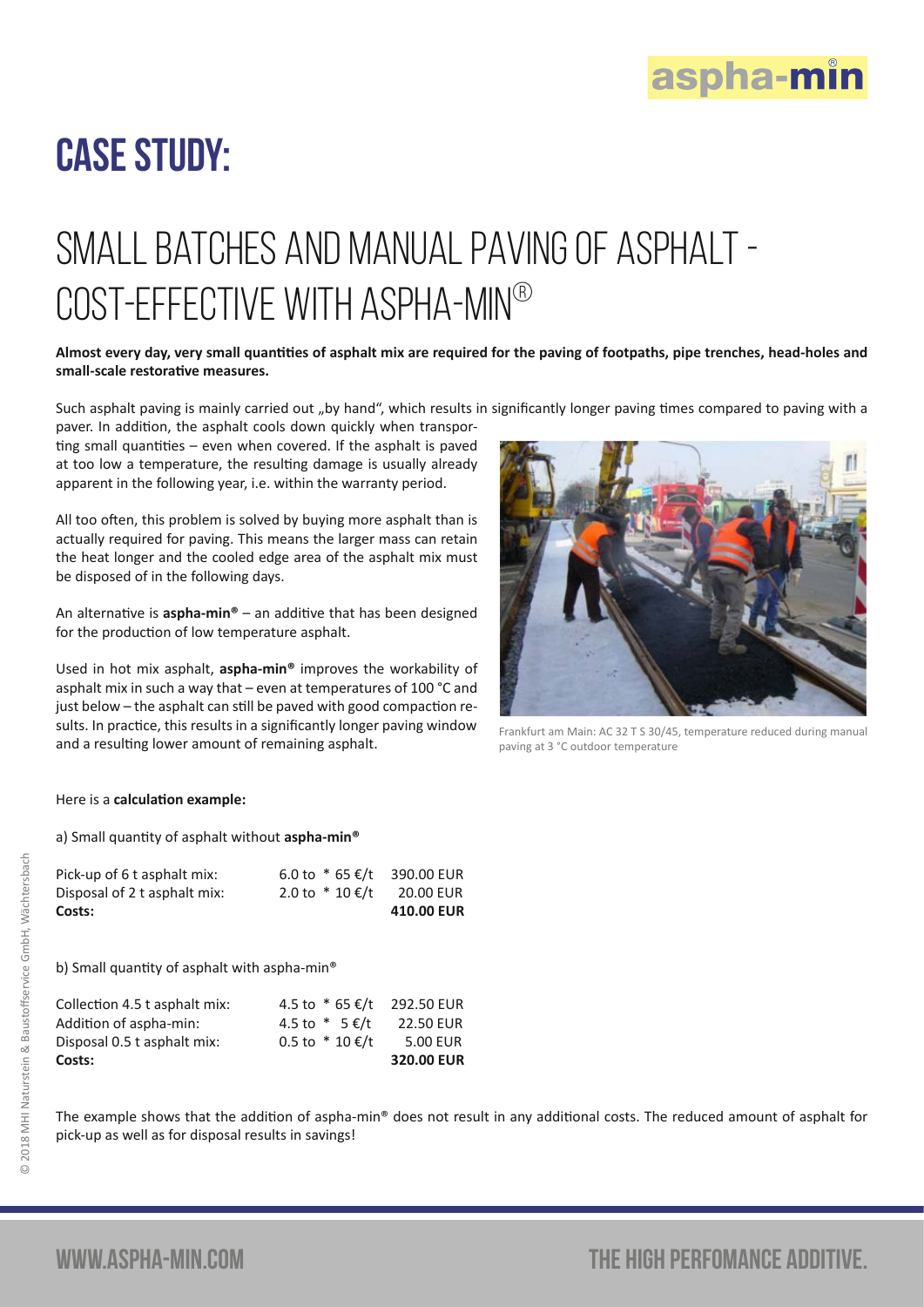# CASE STUDY:

## SMALL BATCHES AND MANUAL PAVING OF ASPHALT - COST-EFFECTIVE WITH ASPHA-MIN®

**Almost every day, very small quantities of asphalt mix are required for the paving of footpaths, pipe trenches, head-holes and small-scale restorative measures.**

Such asphalt paving is mainly carried out „by hand", which results in significantly longer paving times compared to paving with a paver. In addition, the asphalt cools down quickly when transporting small quantities – even when covered. If the asphalt is paved at too low a temperature, the resulting damage is usually already apparent in the following year, i.e. within the warranty period.

All too often, this problem is solved by buying more asphalt than is actually required for paving. This means the larger mass can retain the heat longer and the cooled edge area of the asphalt mix must be disposed of in the following days.

An alternative is **aspha-min®** – an additive that has been designed for the production of low temperature asphalt.

Used in hot mix asphalt, **aspha-min®** improves the workability of asphalt mix in such a way that – even at temperatures of 100 °C and just below – the asphalt can still be paved with good compaction results. In practice, this results in a significantly longer paving window and a resulting lower amount of remaining asphalt.

Frankfurt am Main: AC 32 T S 30/45, temperature reduced during manual paving at 3 °C outdoor temperature

Here is a **calculation example:**

a) Small quantity of asphalt without **aspha-min®**

| | | |
|---|---|---|
| Pick-up of 6 t asphalt mix: | 6.0 to * 65 €/t | 390.00 EUR |
| Disposal of 2 t asphalt mix: | 2.0 to * 10 €/t | 20.00 EUR |
| **Costs:** | | **410.00 EUR** |

b) Small quantity of asphalt with aspha-min®

| | | |
|---|---|---|
| Collection 4.5 t asphalt mix: | 4.5 to * 65 €/t | 292.50 EUR |
| Addition of aspha-min: | 4.5 to * 5 €/t | 22.50 EUR |
| Disposal 0.5 t asphalt mix: | 0.5 to * 10 €/t | 5.00 EUR |
| **Costs:** | | **320.00 EUR** |

The example shows that the addition of aspha-min® does not result in any additional costs. The reduced amount of asphalt for pick-up as well as for disposal results in savings!

© 2018 MHI Naturstein & Baustoffservice GmbH, Wächtersbach

WWW.ASPHA-MIN.COM

THE HIGH PERFOMANCE ADDITIVE.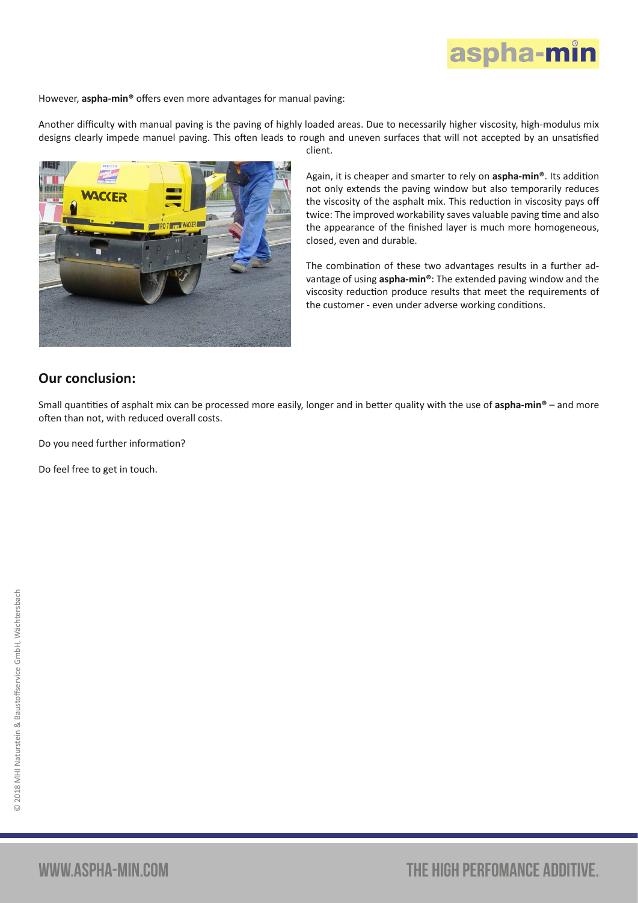However, **aspha-min®** offers even more advantages for manual paving:

Another difficulty with manual paving is the paving of highly loaded areas. Due to necessarily higher viscosity, high-modulus mix designs clearly impede manuel paving. This often leads to rough and uneven surfaces that will not accepted by an unsatisfied client.

Again, it is cheaper and smarter to rely on **aspha-min®**. Its addition not only extends the paving window but also temporarily reduces the viscosity of the asphalt mix. This reduction in viscosity pays off twice: The improved workability saves valuable paving time and also the appearance of the finished layer is much more homogeneous, closed, even and durable.

The combination of these two advantages results in a further advantage of using **aspha-min®**: The extended paving window and the viscosity reduction produce results that meet the requirements of the customer - even under adverse working conditions.

## Our conclusion:

Small quantities of asphalt mix can be processed more easily, longer and in better quality with the use of **aspha-min®** – and more often than not, with reduced overall costs.

Do you need further information?

Do feel free to get in touch.